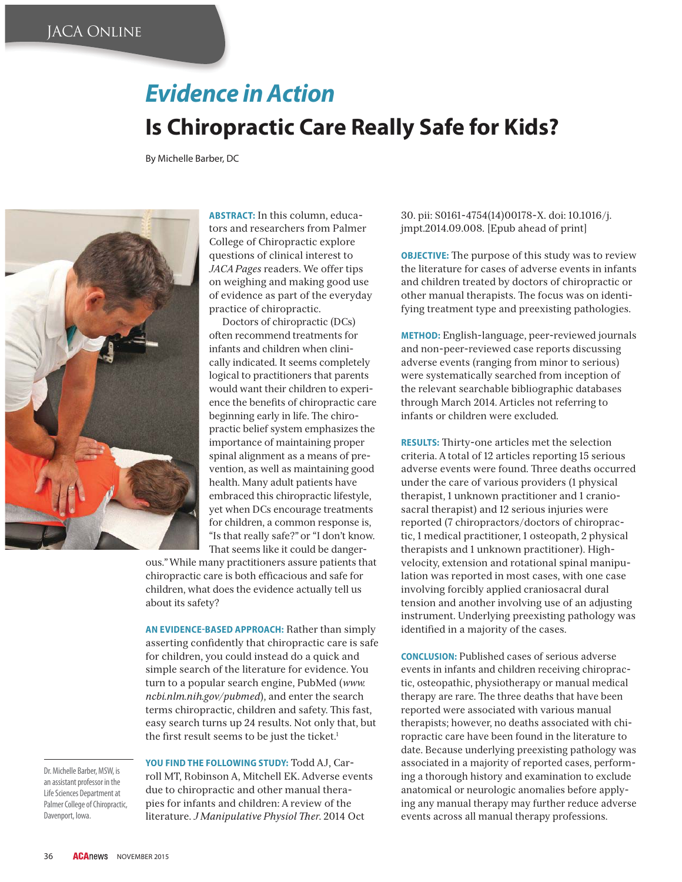# Evidence in Action

## Is Chiropractic Care Really Safe for Kids?

By Michelle Barber, DC

**ABSTRACT:** In this column, educators and researchers from Palmer College of Chiropractic explore questions of clinical interest to *JACA Pages* readers. We offer tips on weighing and making good use of evidence as part of the everyday practice of chiropractic.

Doctors of chiropractic (DCs) often recommend treatments for infants and children when clinically indicated. It seems completely logical to practitioners that parents would want their children to experience the benefits of chiropractic care beginning early in life. The chiropractic belief system emphasizes the importance of maintaining proper spinal alignment as a means of prevention, as well as maintaining good health. Many adult patients have embraced this chiropractic lifestyle, yet when DCs encourage treatments for children, a common response is, "Is that really safe?" or "I don't know. That seems like it could be dangerous." While many practitioners assure patients that chiropractic care is both efficacious and safe for children, what does the evidence actually tell us about its safety?

**AN EVIDENCE-BASED APPROACH:** Rather than simply asserting confidently that chiropractic care is safe for children, you could instead do a quick and simple search of the literature for evidence. You turn to a popular search engine, PubMed (*www.ncbi.nlm.nih.gov/pubmed*), and enter the search terms chiropractic, children and safety. This fast, easy search turns up 24 results. Not only that, but the first result seems to be just the ticket.[1]

**YOU FIND THE FOLLOWING STUDY:** Todd AJ, Carroll MT, Robinson A, Mitchell EK. Adverse events due to chiropractic and other manual therapies for infants and children: A review of the literature. *J Manipulative Physiol Ther*. 2014 Oct 30. pii: S0161-4754(14)00178-X. doi: 10.1016/j.jmpt.2014.09.008. [Epub ahead of print]

**OBJECTIVE:** The purpose of this study was to review the literature for cases of adverse events in infants and children treated by doctors of chiropractic or other manual therapists. The focus was on identifying treatment type and preexisting pathologies.

**METHOD:** English-language, peer-reviewed journals and non-peer-reviewed case reports discussing adverse events (ranging from minor to serious) were systematically searched from inception of the relevant searchable bibliographic databases through March 2014. Articles not referring to infants or children were excluded.

**RESULTS:** Thirty-one articles met the selection criteria. A total of 12 articles reporting 15 serious adverse events were found. Three deaths occurred under the care of various providers (1 physical therapist, 1 unknown practitioner and 1 craniosacral therapist) and 12 serious injuries were reported (7 chiropractors/doctors of chiropractic, 1 medical practitioner, 1 osteopath, 2 physical therapists and 1 unknown practitioner). High-velocity, extension and rotational spinal manipulation was reported in most cases, with one case involving forcibly applied craniosacral dural tension and another involving use of an adjusting instrument. Underlying preexisting pathology was identified in a majority of the cases.

**CONCLUSION:** Published cases of serious adverse events in infants and children receiving chiropractic, osteopathic, physiotherapy or manual medical therapy are rare. The three deaths that have been reported were associated with various manual therapists; however, no deaths associated with chiropractic care have been found in the literature to date. Because underlying preexisting pathology was associated in a majority of reported cases, performing a thorough history and examination to exclude anatomical or neurologic anomalies before applying any manual therapy may further reduce adverse events across all manual therapy professions.

---

Dr. Michelle Barber, MSW, is an assistant professor in the Life Sciences Department at Palmer College of Chiropractic, Davenport, Iowa.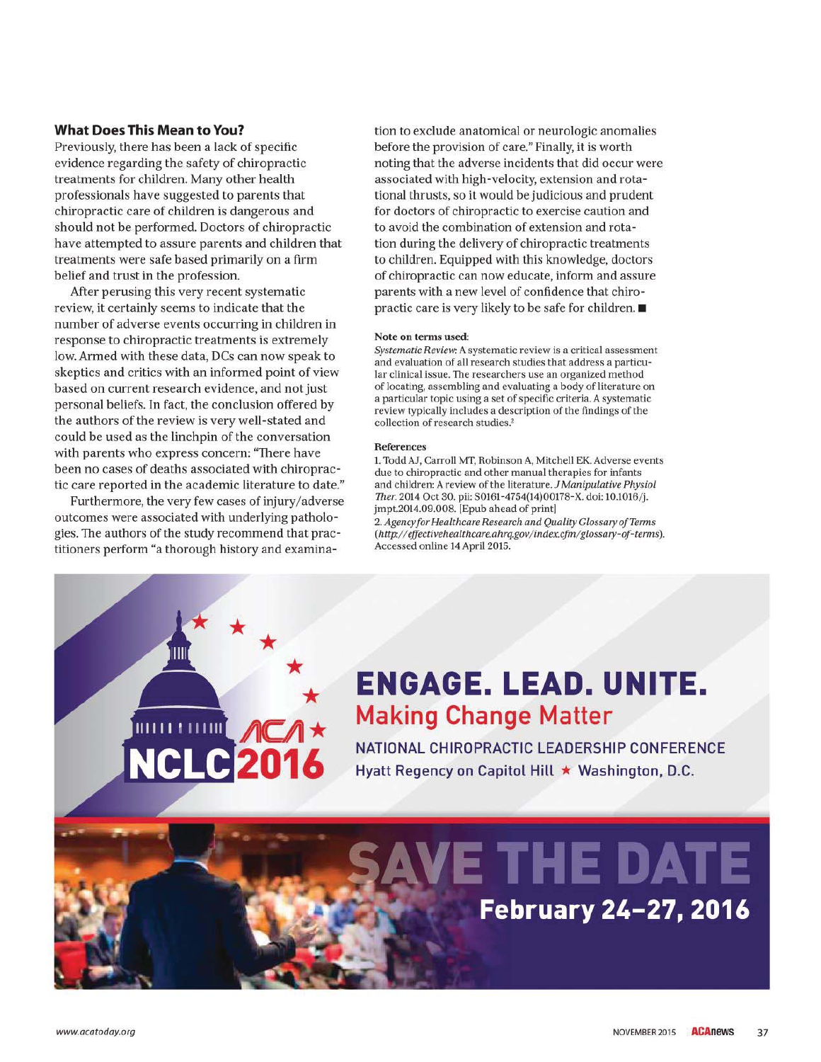### What Does This Mean to You?

Previously, there has been a lack of specific evidence regarding the safety of chiropractic treatments for children. Many other health professionals have suggested to parents that chiropractic care of children is dangerous and should not be performed. Doctors of chiropractic have attempted to assure parents and children that treatments were safe based primarily on a firm belief and trust in the profession.

After perusing this very recent systematic review, it certainly seems to indicate that the number of adverse events occurring in children in response to chiropractic treatments is extremely low. Armed with these data, DCs can now speak to skeptics and critics with an informed point of view based on current research evidence, and not just personal beliefs. In fact, the conclusion offered by the authors of the review is very well-stated and could be used as the linchpin of the conversation with parents who express concern: "There have been no cases of deaths associated with chiropractic care reported in the academic literature to date."

Furthermore, the very few cases of injury/adverse outcomes were associated with underlying pathologies. The authors of the study recommend that practitioners perform "a thorough history and examination to exclude anatomical or neurologic anomalies before the provision of care." Finally, it is worth noting that the adverse incidents that did occur were associated with high-velocity, extension and rotational thrusts, so it would be judicious and prudent for doctors of chiropractic to exercise caution and to avoid the combination of extension and rotation during the delivery of chiropractic treatments to children. Equipped with this knowledge, doctors of chiropractic can now educate, inform and assure parents with a new level of confidence that chiropractic care is very likely to be safe for children. ■

**Note on terms used:**

*Systematic Review:* A systematic review is a critical assessment and evaluation of all research studies that address a particular clinical issue. The researchers use an organized method of locating, assembling and evaluating a body of literature on a particular topic using a set of specific criteria. A systematic review typically includes a description of the findings of the collection of research studies.[2]

**References**

1. Todd AJ, Carroll MT, Robinson A, Mitchell EK. Adverse events due to chiropractic and other manual therapies for infants and children: A review of the literature. *J Manipulative Physiol Ther.* 2014 Oct 30. pii: S0161-4754(14)00178-X. doi: 10.1016/j.jmpt.2014.09.008. [Epub ahead of print]
2. *Agency for Healthcare Research and Quality Glossary of Terms* (*http://effectivehealthcare.ahrq.gov/index.cfm/glossary-of-terms*). Accessed online 14 April 2015.

ACA NCLC 2016

**ENGAGE. LEAD. UNITE.**

**Making Change Matter**

NATIONAL CHIROPRACTIC LEADERSHIP CONFERENCE

Hyatt Regency on Capitol Hill ★ Washington, D.C.

**SAVE THE DATE**

**February 24–27, 2016**